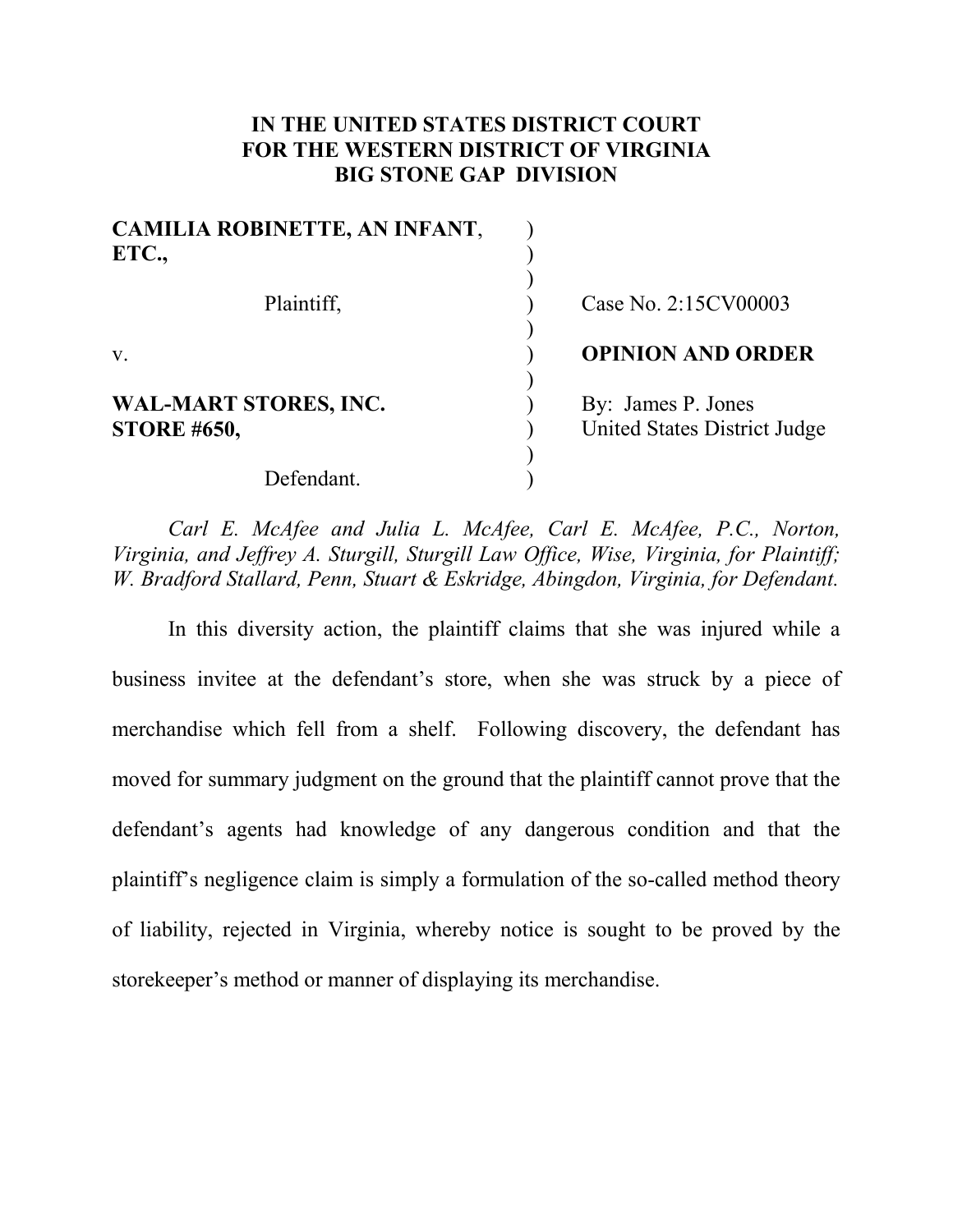**IN THE UNITED STATES DISTRICT COURT**
**FOR THE WESTERN DISTRICT OF VIRGINIA**
**BIG STONE GAP DIVISION**

| | | |
|---|---|---|
| **CAMILIA ROBINETTE, AN INFANT, ETC.,** | ) | |
| | ) | |
| Plaintiff, | ) | Case No. 2:15CV00003 |
| | ) | |
| v. | ) | **OPINION AND ORDER** |
| | ) | |
| **WAL-MART STORES, INC. STORE #650,** | ) | By: James P. Jones |
| | ) | United States District Judge |
| Defendant. | ) | |

*Carl E. McAfee and Julia L. McAfee, Carl E. McAfee, P.C., Norton, Virginia, and Jeffrey A. Sturgill, Sturgill Law Office, Wise, Virginia, for Plaintiff; W. Bradford Stallard, Penn, Stuart & Eskridge, Abingdon, Virginia, for Defendant.*

In this diversity action, the plaintiff claims that she was injured while a business invitee at the defendant's store, when she was struck by a piece of merchandise which fell from a shelf. Following discovery, the defendant has moved for summary judgment on the ground that the plaintiff cannot prove that the defendant's agents had knowledge of any dangerous condition and that the plaintiff's negligence claim is simply a formulation of the so-called method theory of liability, rejected in Virginia, whereby notice is sought to be proved by the storekeeper's method or manner of displaying its merchandise.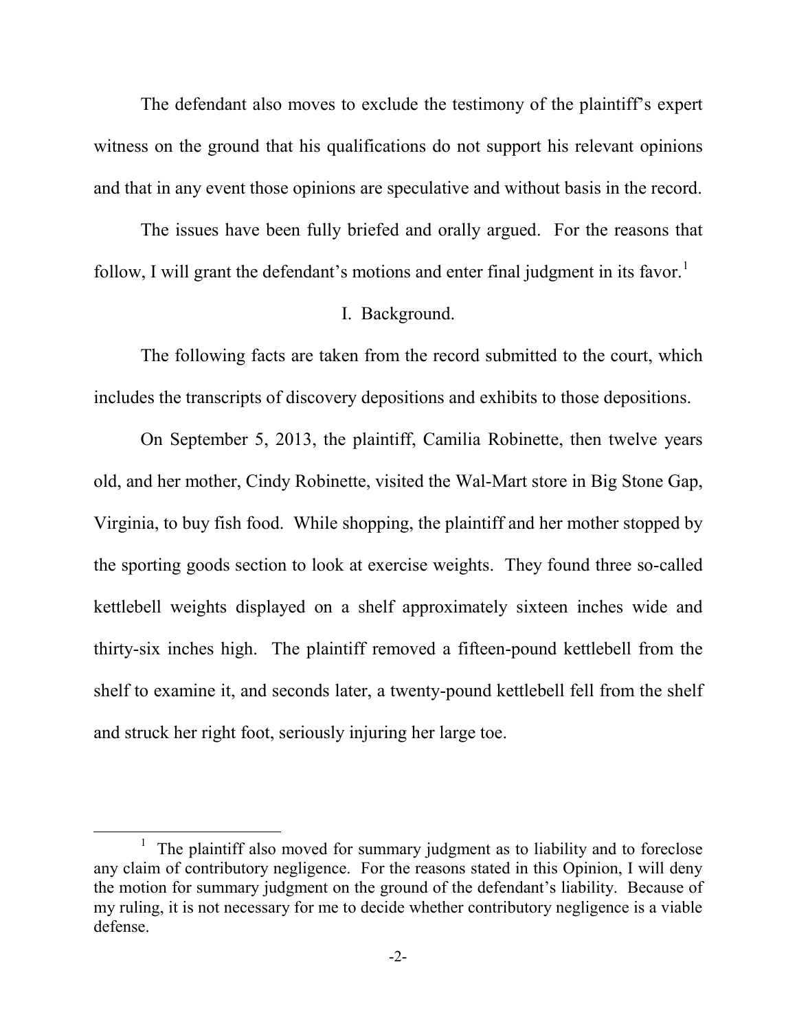The defendant also moves to exclude the testimony of the plaintiff's expert witness on the ground that his qualifications do not support his relevant opinions and that in any event those opinions are speculative and without basis in the record.

The issues have been fully briefed and orally argued. For the reasons that follow, I will grant the defendant's motions and enter final judgment in its favor.[1]

## I. Background.

The following facts are taken from the record submitted to the court, which includes the transcripts of discovery depositions and exhibits to those depositions.

On September 5, 2013, the plaintiff, Camilia Robinette, then twelve years old, and her mother, Cindy Robinette, visited the Wal-Mart store in Big Stone Gap, Virginia, to buy fish food. While shopping, the plaintiff and her mother stopped by the sporting goods section to look at exercise weights. They found three so-called kettlebell weights displayed on a shelf approximately sixteen inches wide and thirty-six inches high. The plaintiff removed a fifteen-pound kettlebell from the shelf to examine it, and seconds later, a twenty-pound kettlebell fell from the shelf and struck her right foot, seriously injuring her large toe.

[1] The plaintiff also moved for summary judgment as to liability and to foreclose any claim of contributory negligence. For the reasons stated in this Opinion, I will deny the motion for summary judgment on the ground of the defendant's liability. Because of my ruling, it is not necessary for me to decide whether contributory negligence is a viable defense.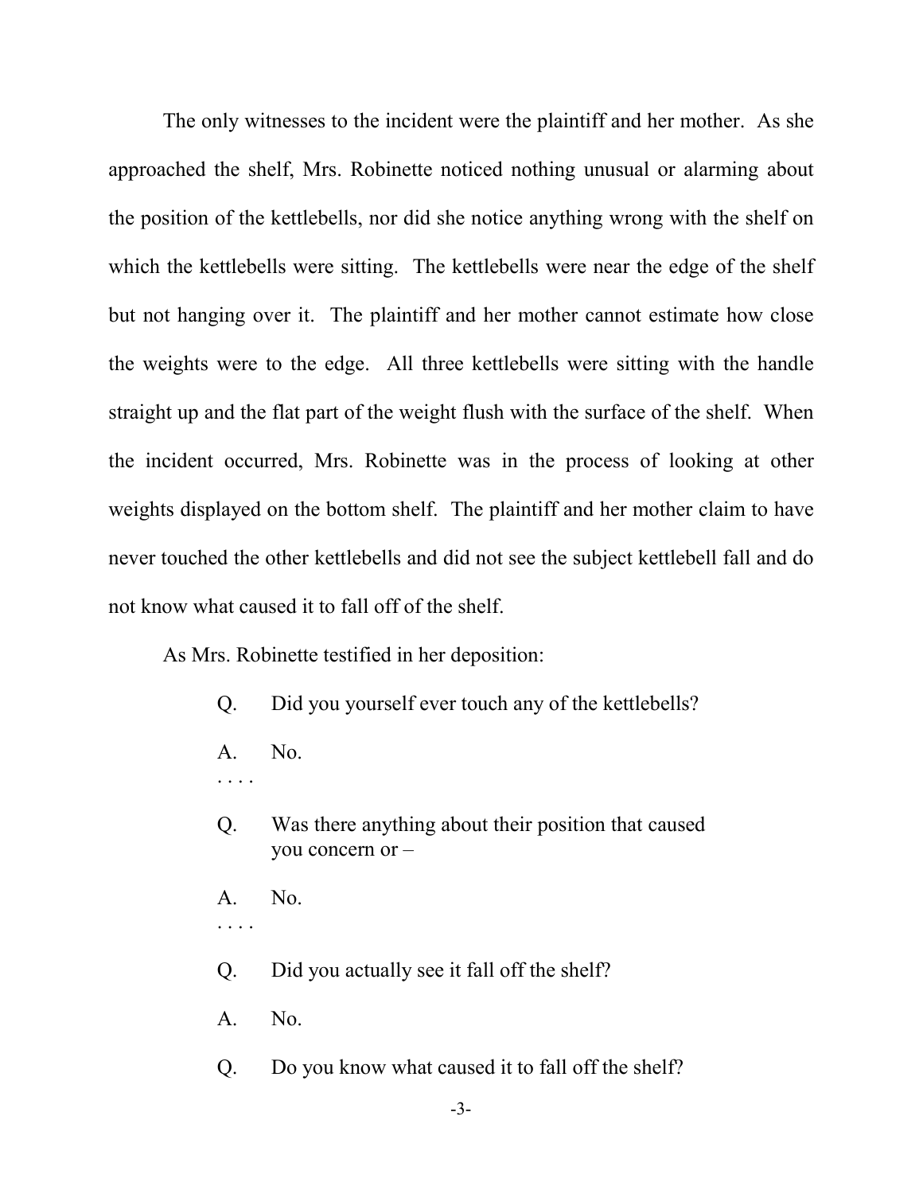The only witnesses to the incident were the plaintiff and her mother. As she approached the shelf, Mrs. Robinette noticed nothing unusual or alarming about the position of the kettlebells, nor did she notice anything wrong with the shelf on which the kettlebells were sitting. The kettlebells were near the edge of the shelf but not hanging over it. The plaintiff and her mother cannot estimate how close the weights were to the edge. All three kettlebells were sitting with the handle straight up and the flat part of the weight flush with the surface of the shelf. When the incident occurred, Mrs. Robinette was in the process of looking at other weights displayed on the bottom shelf. The plaintiff and her mother claim to have never touched the other kettlebells and did not see the subject kettlebell fall and do not know what caused it to fall off of the shelf.

As Mrs. Robinette testified in her deposition:

> Q. Did you yourself ever touch any of the kettlebells?
>
> A. No.
>
> . . . .
>
> Q. Was there anything about their position that caused you concern or –
>
> A. No.
>
> . . . .
>
> Q. Did you actually see it fall off the shelf?
>
> A. No.
>
> Q. Do you know what caused it to fall off the shelf?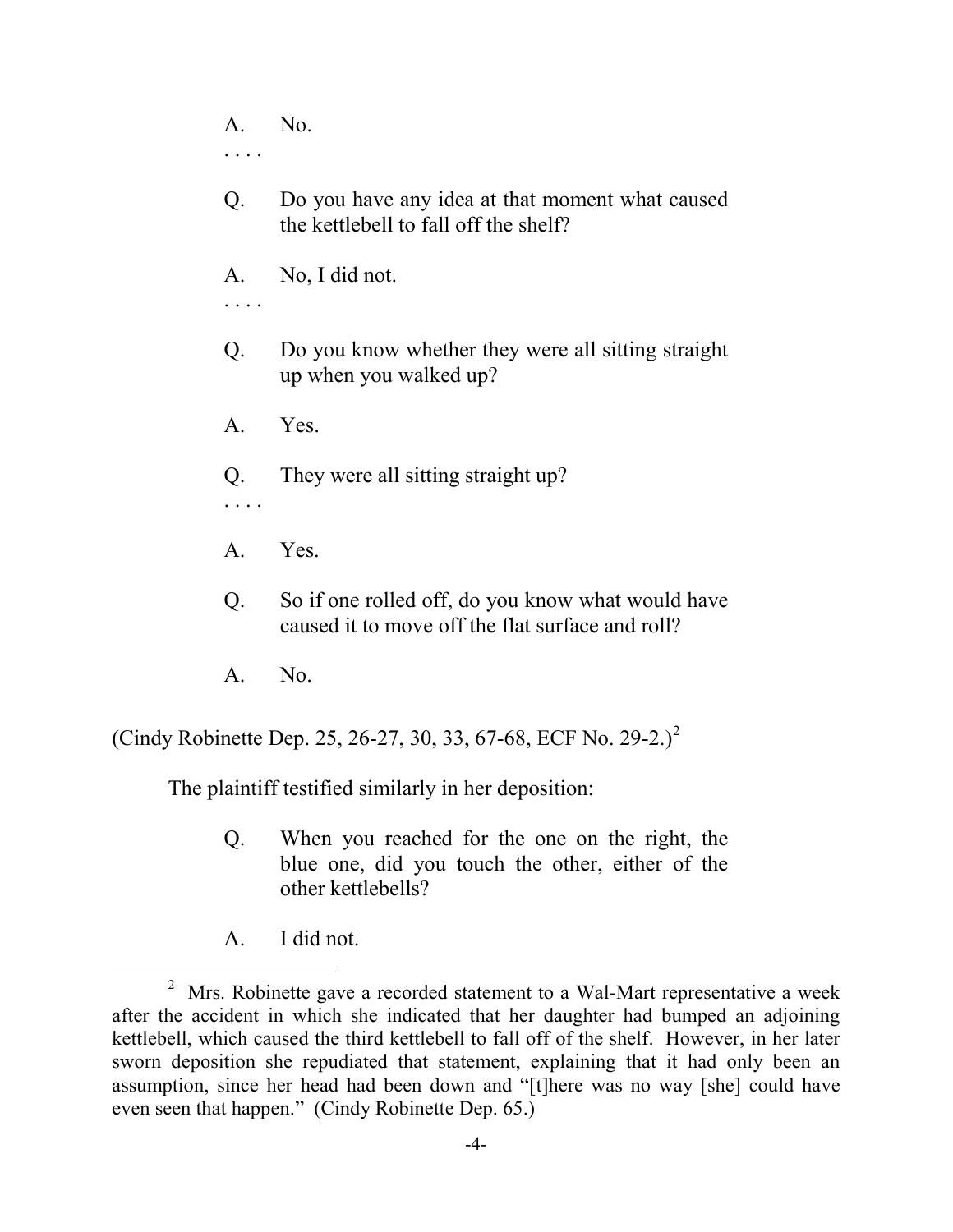> A. No.
>
> . . . .
>
> Q. Do you have any idea at that moment what caused the kettlebell to fall off the shelf?
>
> A. No, I did not.
>
> . . . .
>
> Q. Do you know whether they were all sitting straight up when you walked up?
>
> A. Yes.
>
> Q. They were all sitting straight up?
>
> . . . .
>
> A. Yes.
>
> Q. So if one rolled off, do you know what would have caused it to move off the flat surface and roll?
>
> A. No.

(Cindy Robinette Dep. 25, 26-27, 30, 33, 67-68, ECF No. 29-2.)[2]

The plaintiff testified similarly in her deposition:

> Q. When you reached for the one on the right, the blue one, did you touch the other, either of the other kettlebells?
>
> A. I did not.

[2] Mrs. Robinette gave a recorded statement to a Wal-Mart representative a week after the accident in which she indicated that her daughter had bumped an adjoining kettlebell, which caused the third kettlebell to fall off of the shelf. However, in her later sworn deposition she repudiated that statement, explaining that it had only been an assumption, since her head had been down and "[t]here was no way [she] could have even seen that happen." (Cindy Robinette Dep. 65.)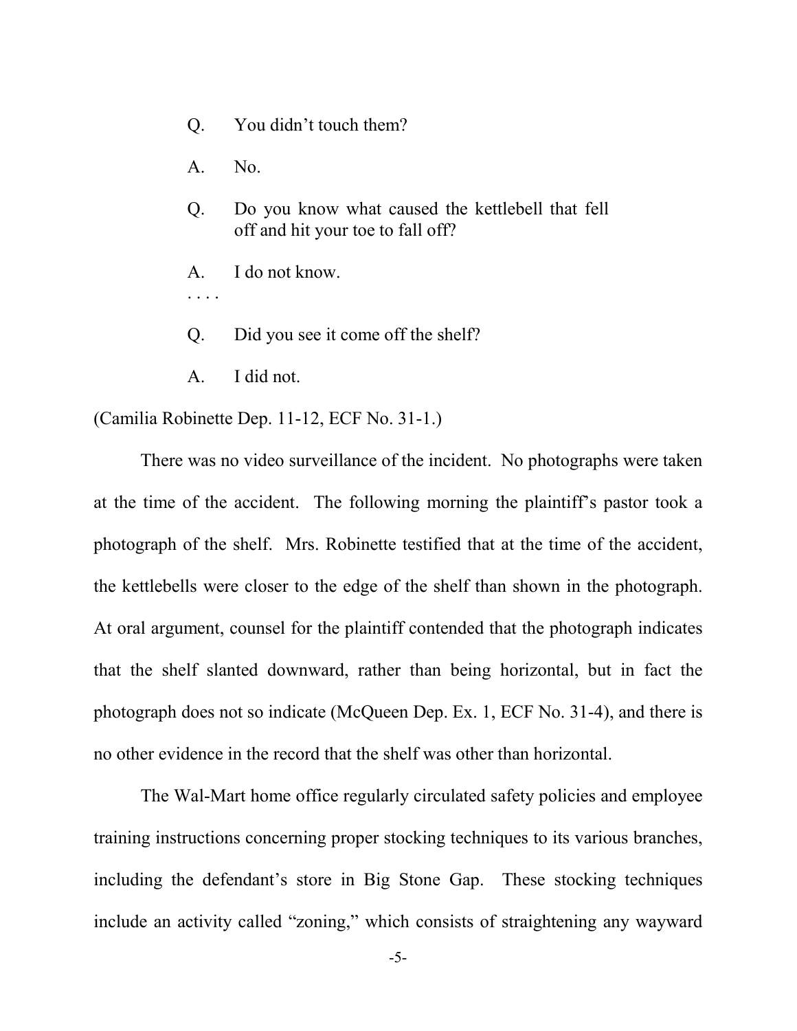> Q. You didn't touch them?
>
> A. No.
>
> Q. Do you know what caused the kettlebell that fell off and hit your toe to fall off?
>
> A. I do not know.
>
> . . . .
>
> Q. Did you see it come off the shelf?
>
> A. I did not.

(Camilia Robinette Dep. 11-12, ECF No. 31-1.)

There was no video surveillance of the incident. No photographs were taken at the time of the accident. The following morning the plaintiff's pastor took a photograph of the shelf. Mrs. Robinette testified that at the time of the accident, the kettlebells were closer to the edge of the shelf than shown in the photograph. At oral argument, counsel for the plaintiff contended that the photograph indicates that the shelf slanted downward, rather than being horizontal, but in fact the photograph does not so indicate (McQueen Dep. Ex. 1, ECF No. 31-4), and there is no other evidence in the record that the shelf was other than horizontal.

The Wal-Mart home office regularly circulated safety policies and employee training instructions concerning proper stocking techniques to its various branches, including the defendant's store in Big Stone Gap. These stocking techniques include an activity called "zoning," which consists of straightening any wayward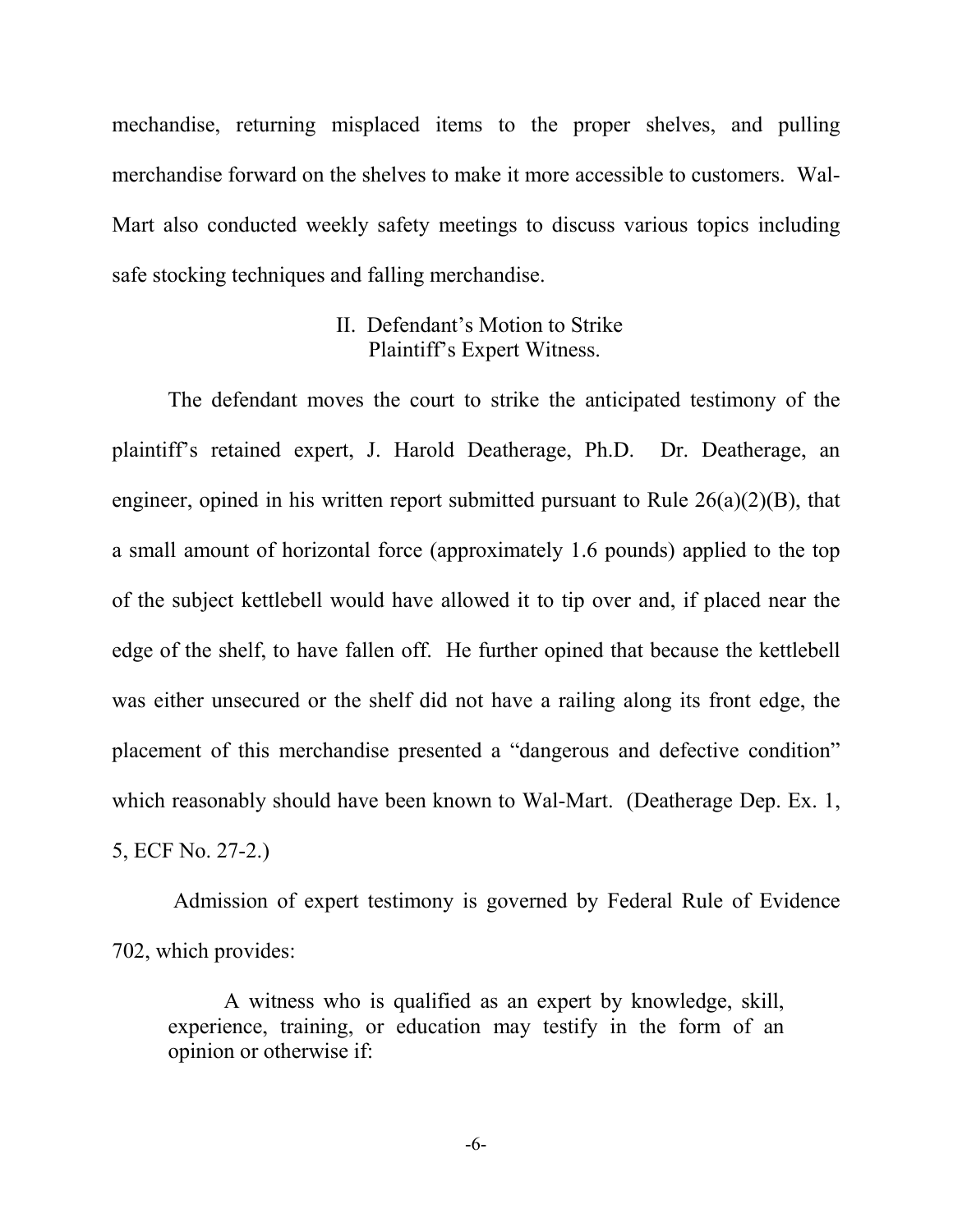mechandise, returning misplaced items to the proper shelves, and pulling merchandise forward on the shelves to make it more accessible to customers. Wal-Mart also conducted weekly safety meetings to discuss various topics including safe stocking techniques and falling merchandise.

## II. Defendant's Motion to Strike Plaintiff's Expert Witness.

The defendant moves the court to strike the anticipated testimony of the plaintiff's retained expert, J. Harold Deatherage, Ph.D. Dr. Deatherage, an engineer, opined in his written report submitted pursuant to Rule 26(a)(2)(B), that a small amount of horizontal force (approximately 1.6 pounds) applied to the top of the subject kettlebell would have allowed it to tip over and, if placed near the edge of the shelf, to have fallen off. He further opined that because the kettlebell was either unsecured or the shelf did not have a railing along its front edge, the placement of this merchandise presented a "dangerous and defective condition" which reasonably should have been known to Wal-Mart. (Deatherage Dep. Ex. 1, 5, ECF No. 27-2.)

Admission of expert testimony is governed by Federal Rule of Evidence 702, which provides:

> A witness who is qualified as an expert by knowledge, skill, experience, training, or education may testify in the form of an opinion or otherwise if: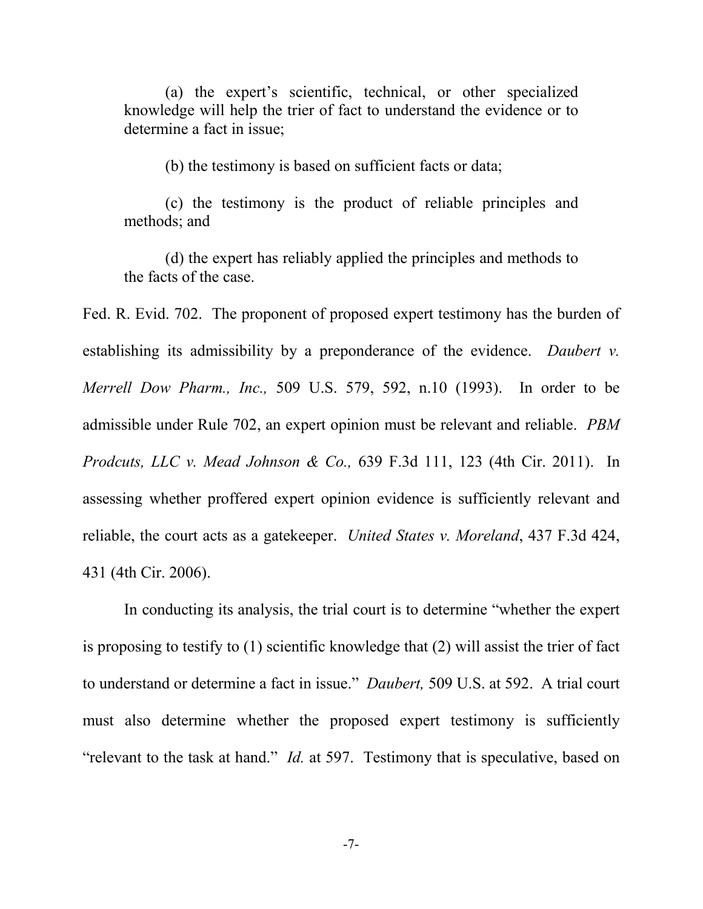(a) the expert's scientific, technical, or other specialized knowledge will help the trier of fact to understand the evidence or to determine a fact in issue;

(b) the testimony is based on sufficient facts or data;

(c) the testimony is the product of reliable principles and methods; and

(d) the expert has reliably applied the principles and methods to the facts of the case.

Fed. R. Evid. 702. The proponent of proposed expert testimony has the burden of establishing its admissibility by a preponderance of the evidence. *Daubert v. Merrell Dow Pharm., Inc.,* 509 U.S. 579, 592, n.10 (1993). In order to be admissible under Rule 702, an expert opinion must be relevant and reliable. *PBM Prodcuts, LLC v. Mead Johnson & Co.,* 639 F.3d 111, 123 (4th Cir. 2011). In assessing whether proffered expert opinion evidence is sufficiently relevant and reliable, the court acts as a gatekeeper. *United States v. Moreland*, 437 F.3d 424, 431 (4th Cir. 2006).

In conducting its analysis, the trial court is to determine "whether the expert is proposing to testify to (1) scientific knowledge that (2) will assist the trier of fact to understand or determine a fact in issue." *Daubert,* 509 U.S. at 592. A trial court must also determine whether the proposed expert testimony is sufficiently "relevant to the task at hand." *Id.* at 597. Testimony that is speculative, based on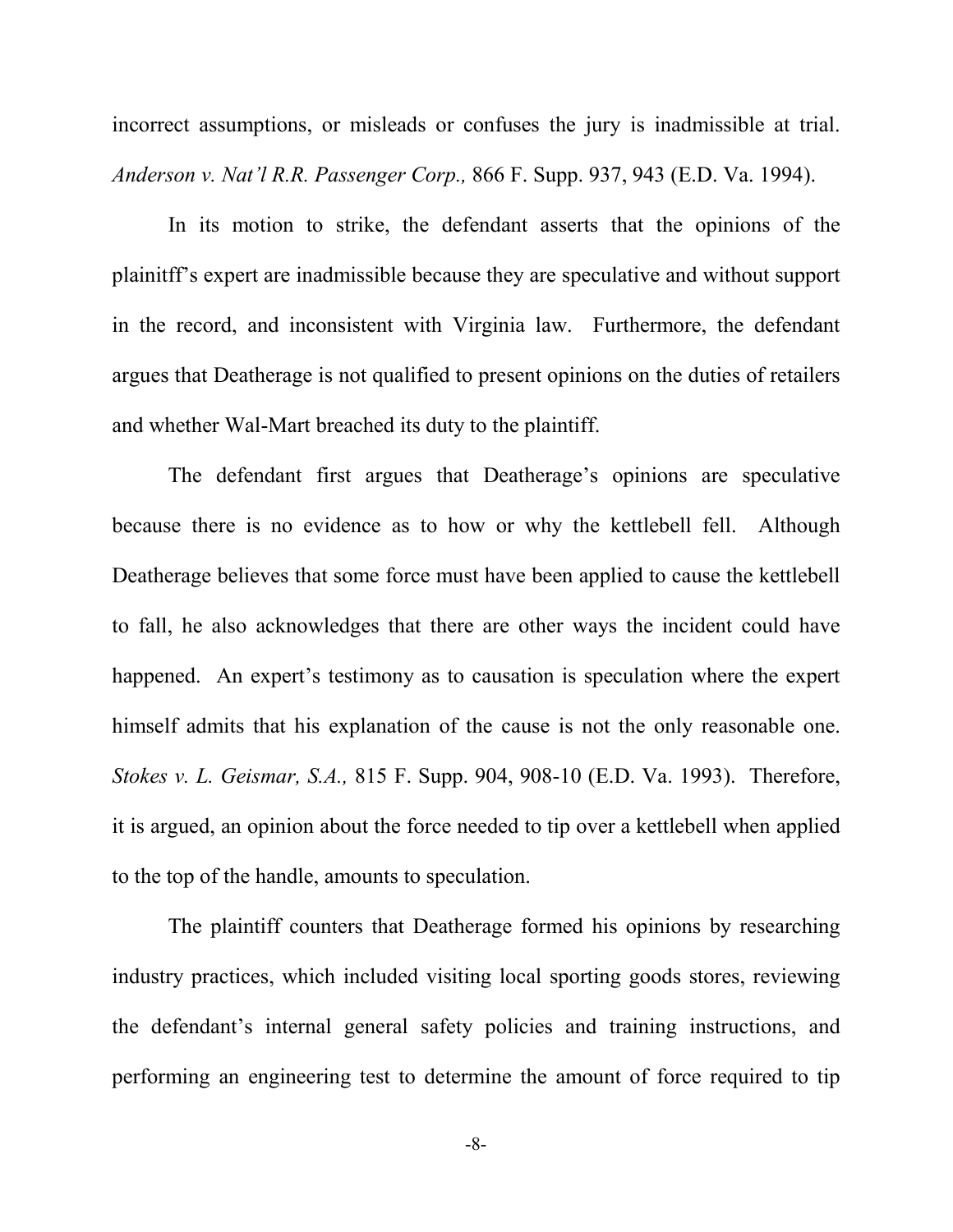incorrect assumptions, or misleads or confuses the jury is inadmissible at trial. *Anderson v. Nat'l R.R. Passenger Corp.,* 866 F. Supp. 937, 943 (E.D. Va. 1994).

In its motion to strike, the defendant asserts that the opinions of the plainitff's expert are inadmissible because they are speculative and without support in the record, and inconsistent with Virginia law. Furthermore, the defendant argues that Deatherage is not qualified to present opinions on the duties of retailers and whether Wal-Mart breached its duty to the plaintiff.

The defendant first argues that Deatherage's opinions are speculative because there is no evidence as to how or why the kettlebell fell. Although Deatherage believes that some force must have been applied to cause the kettlebell to fall, he also acknowledges that there are other ways the incident could have happened. An expert's testimony as to causation is speculation where the expert himself admits that his explanation of the cause is not the only reasonable one. *Stokes v. L. Geismar, S.A.,* 815 F. Supp. 904, 908-10 (E.D. Va. 1993). Therefore, it is argued, an opinion about the force needed to tip over a kettlebell when applied to the top of the handle, amounts to speculation.

The plaintiff counters that Deatherage formed his opinions by researching industry practices, which included visiting local sporting goods stores, reviewing the defendant's internal general safety policies and training instructions, and performing an engineering test to determine the amount of force required to tip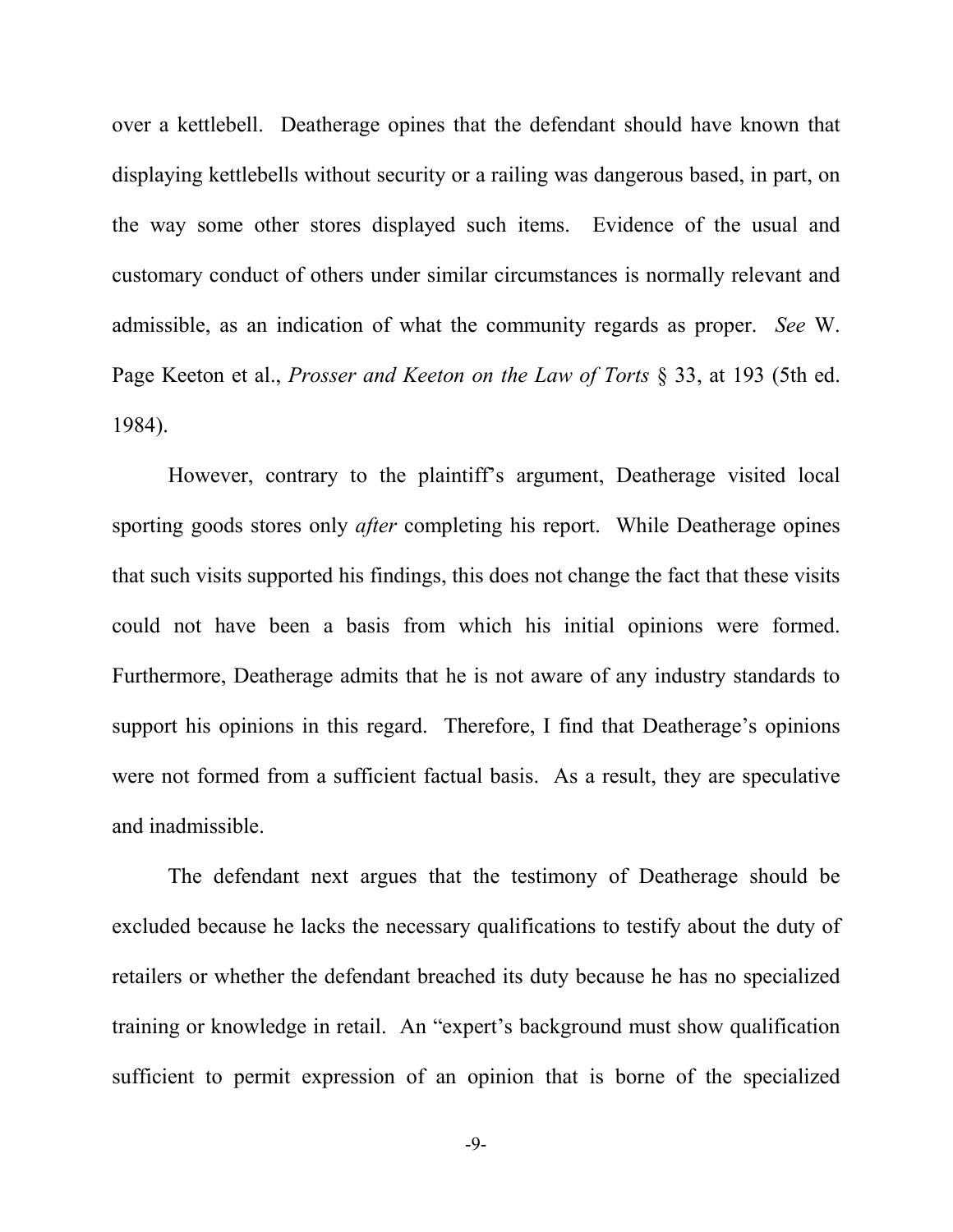over a kettlebell. Deatherage opines that the defendant should have known that displaying kettlebells without security or a railing was dangerous based, in part, on the way some other stores displayed such items. Evidence of the usual and customary conduct of others under similar circumstances is normally relevant and admissible, as an indication of what the community regards as proper. *See* W. Page Keeton et al., *Prosser and Keeton on the Law of Torts* § 33, at 193 (5th ed. 1984).

However, contrary to the plaintiff's argument, Deatherage visited local sporting goods stores only *after* completing his report. While Deatherage opines that such visits supported his findings, this does not change the fact that these visits could not have been a basis from which his initial opinions were formed. Furthermore, Deatherage admits that he is not aware of any industry standards to support his opinions in this regard. Therefore, I find that Deatherage's opinions were not formed from a sufficient factual basis. As a result, they are speculative and inadmissible.

The defendant next argues that the testimony of Deatherage should be excluded because he lacks the necessary qualifications to testify about the duty of retailers or whether the defendant breached its duty because he has no specialized training or knowledge in retail. An "expert's background must show qualification sufficient to permit expression of an opinion that is borne of the specialized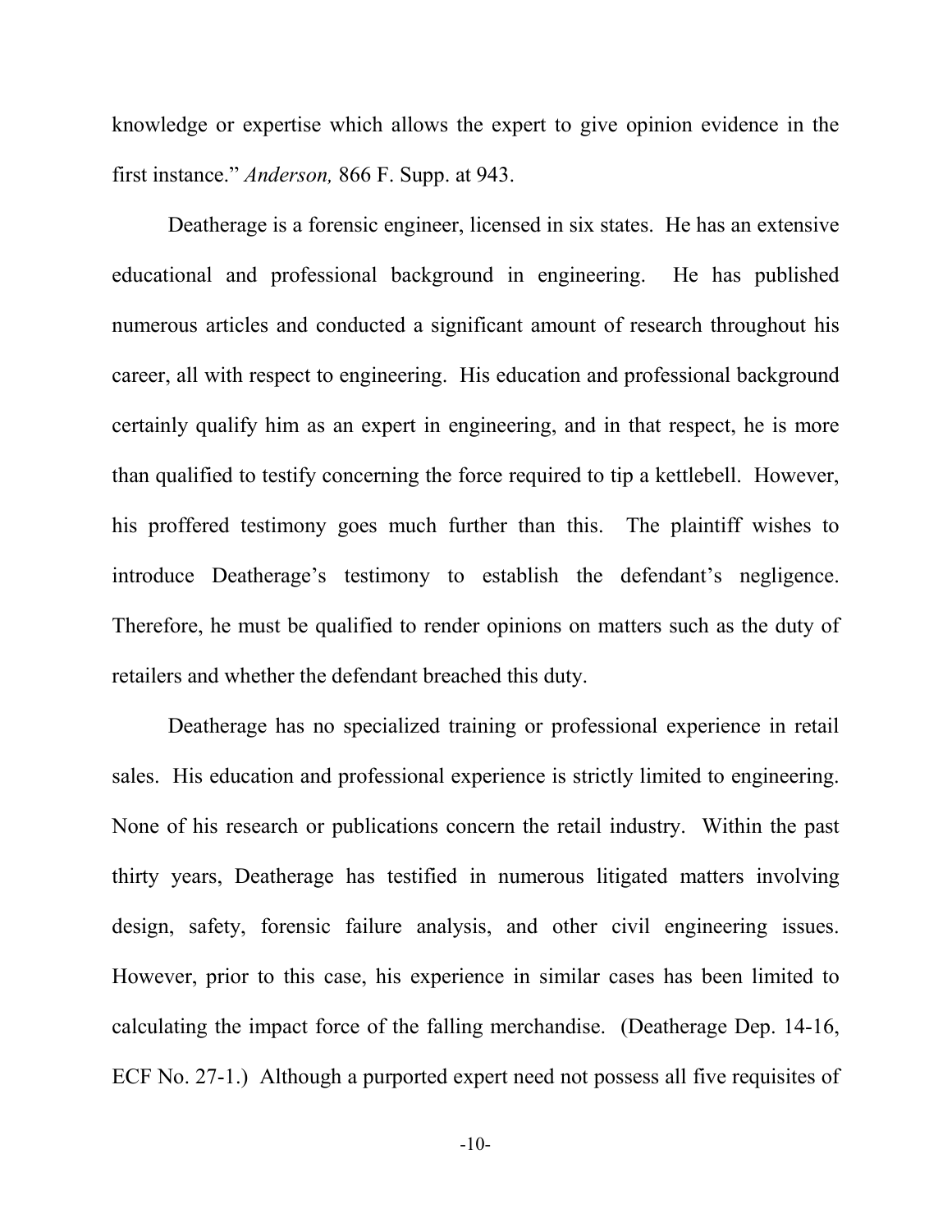knowledge or expertise which allows the expert to give opinion evidence in the first instance." *Anderson,* 866 F. Supp. at 943.

Deatherage is a forensic engineer, licensed in six states. He has an extensive educational and professional background in engineering. He has published numerous articles and conducted a significant amount of research throughout his career, all with respect to engineering. His education and professional background certainly qualify him as an expert in engineering, and in that respect, he is more than qualified to testify concerning the force required to tip a kettlebell. However, his proffered testimony goes much further than this. The plaintiff wishes to introduce Deatherage's testimony to establish the defendant's negligence. Therefore, he must be qualified to render opinions on matters such as the duty of retailers and whether the defendant breached this duty.

Deatherage has no specialized training or professional experience in retail sales. His education and professional experience is strictly limited to engineering. None of his research or publications concern the retail industry. Within the past thirty years, Deatherage has testified in numerous litigated matters involving design, safety, forensic failure analysis, and other civil engineering issues. However, prior to this case, his experience in similar cases has been limited to calculating the impact force of the falling merchandise. (Deatherage Dep. 14-16, ECF No. 27-1.) Although a purported expert need not possess all five requisites of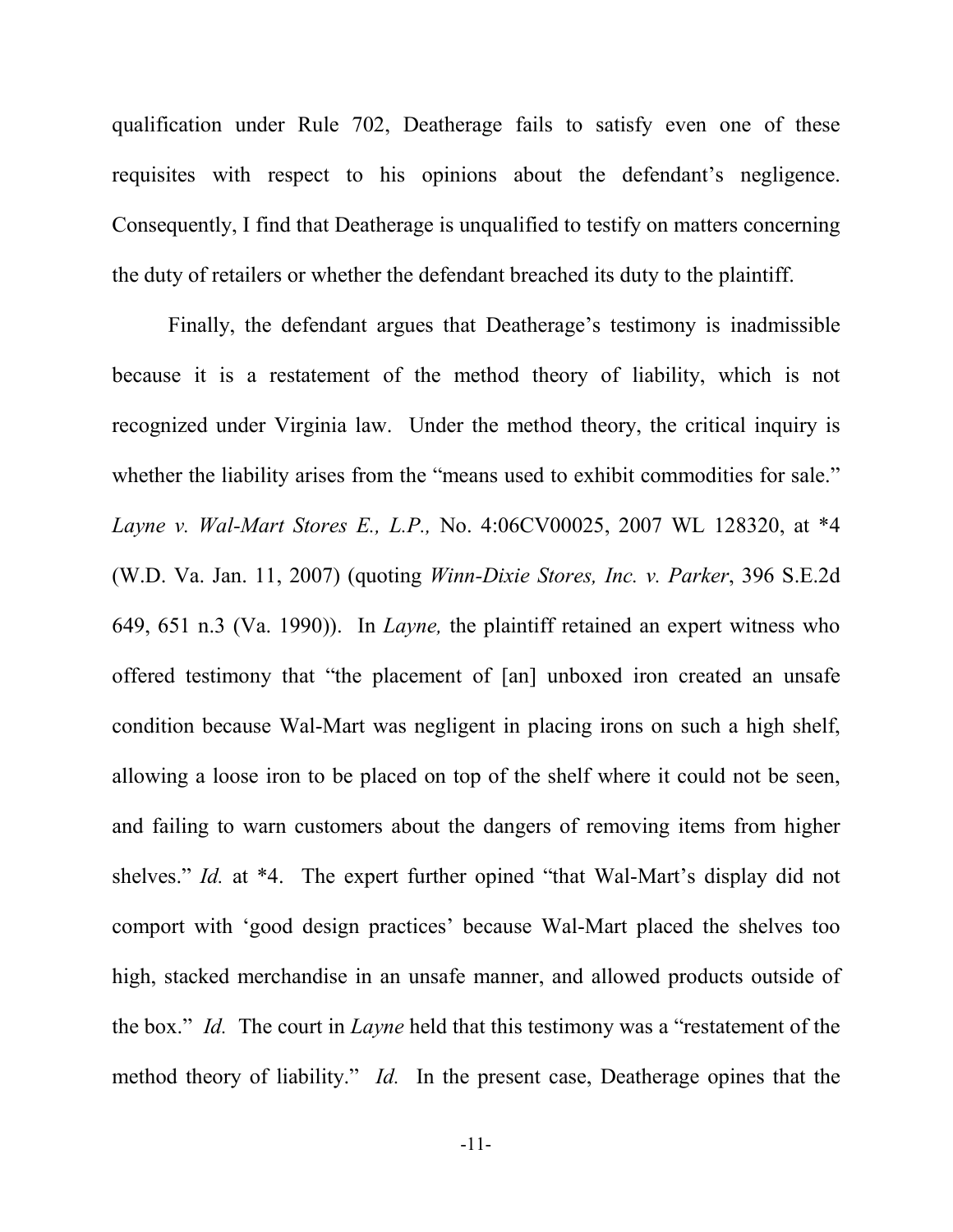qualification under Rule 702, Deatherage fails to satisfy even one of these requisites with respect to his opinions about the defendant's negligence. Consequently, I find that Deatherage is unqualified to testify on matters concerning the duty of retailers or whether the defendant breached its duty to the plaintiff.

Finally, the defendant argues that Deatherage's testimony is inadmissible because it is a restatement of the method theory of liability, which is not recognized under Virginia law. Under the method theory, the critical inquiry is whether the liability arises from the "means used to exhibit commodities for sale." *Layne v. Wal-Mart Stores E., L.P.,* No. 4:06CV00025, 2007 WL 128320, at *4 (W.D. Va. Jan. 11, 2007) (quoting *Winn-Dixie Stores, Inc. v. Parker*, 396 S.E.2d 649, 651 n.3 (Va. 1990)). In *Layne,* the plaintiff retained an expert witness who offered testimony that "the placement of [an] unboxed iron created an unsafe condition because Wal-Mart was negligent in placing irons on such a high shelf, allowing a loose iron to be placed on top of the shelf where it could not be seen, and failing to warn customers about the dangers of removing items from higher shelves." *Id.* at *4. The expert further opined "that Wal-Mart's display did not comport with 'good design practices' because Wal-Mart placed the shelves too high, stacked merchandise in an unsafe manner, and allowed products outside of the box." *Id.* The court in *Layne* held that this testimony was a "restatement of the method theory of liability." *Id.* In the present case, Deatherage opines that the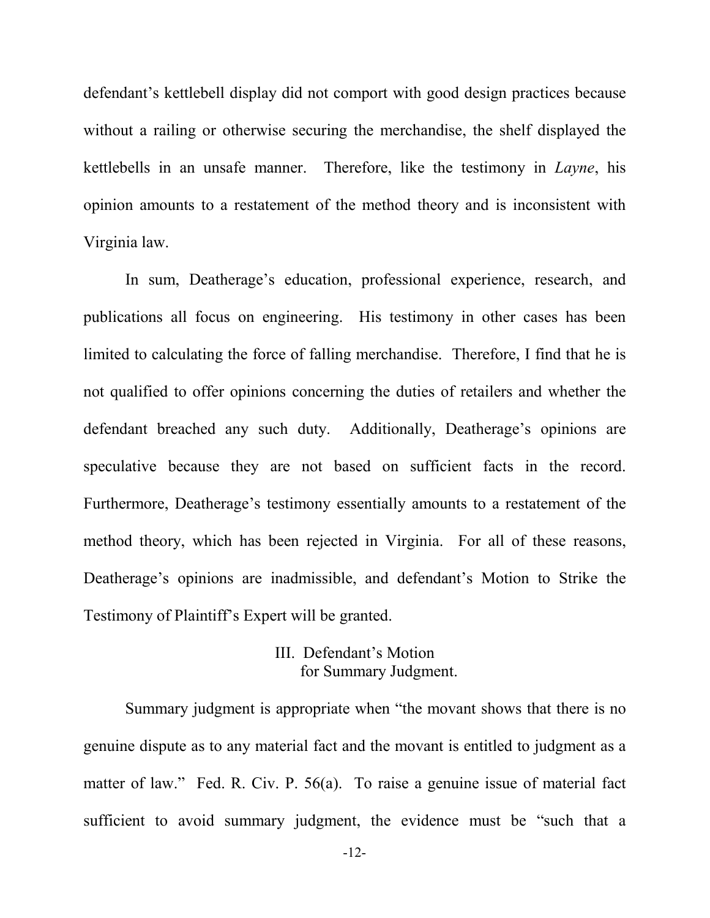defendant's kettlebell display did not comport with good design practices because without a railing or otherwise securing the merchandise, the shelf displayed the kettlebells in an unsafe manner. Therefore, like the testimony in *Layne*, his opinion amounts to a restatement of the method theory and is inconsistent with Virginia law.

In sum, Deatherage's education, professional experience, research, and publications all focus on engineering. His testimony in other cases has been limited to calculating the force of falling merchandise. Therefore, I find that he is not qualified to offer opinions concerning the duties of retailers and whether the defendant breached any such duty. Additionally, Deatherage's opinions are speculative because they are not based on sufficient facts in the record. Furthermore, Deatherage's testimony essentially amounts to a restatement of the method theory, which has been rejected in Virginia. For all of these reasons, Deatherage's opinions are inadmissible, and defendant's Motion to Strike the Testimony of Plaintiff's Expert will be granted.

## III. Defendant's Motion for Summary Judgment.

Summary judgment is appropriate when "the movant shows that there is no genuine dispute as to any material fact and the movant is entitled to judgment as a matter of law." Fed. R. Civ. P. 56(a). To raise a genuine issue of material fact sufficient to avoid summary judgment, the evidence must be "such that a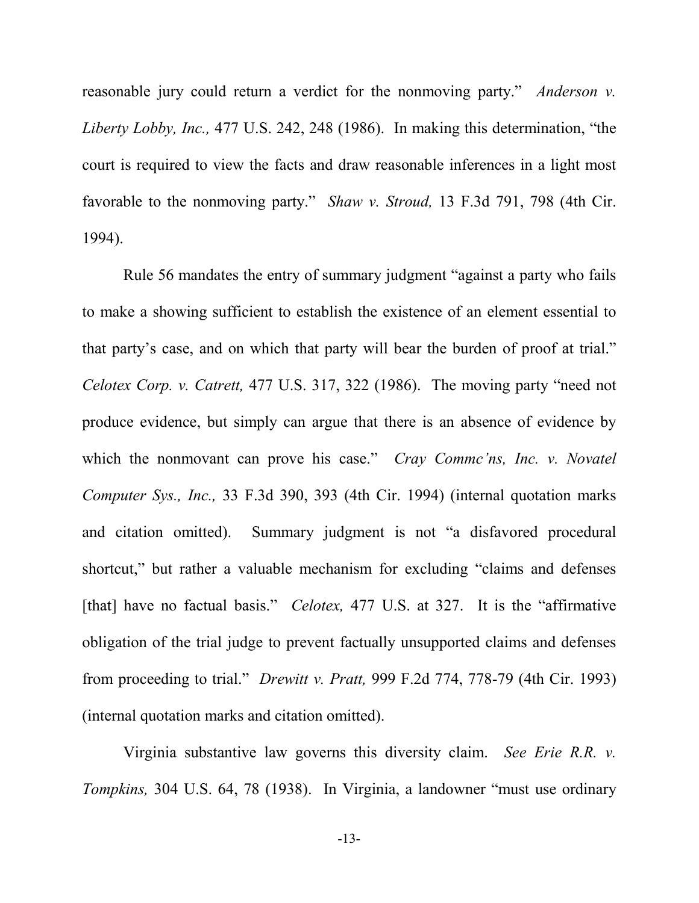reasonable jury could return a verdict for the nonmoving party." *Anderson v. Liberty Lobby, Inc.,* 477 U.S. 242, 248 (1986). In making this determination, "the court is required to view the facts and draw reasonable inferences in a light most favorable to the nonmoving party." *Shaw v. Stroud,* 13 F.3d 791, 798 (4th Cir. 1994).

Rule 56 mandates the entry of summary judgment "against a party who fails to make a showing sufficient to establish the existence of an element essential to that party's case, and on which that party will bear the burden of proof at trial." *Celotex Corp. v. Catrett,* 477 U.S. 317, 322 (1986). The moving party "need not produce evidence, but simply can argue that there is an absence of evidence by which the nonmovant can prove his case." *Cray Commc'ns, Inc. v. Novatel Computer Sys., Inc.,* 33 F.3d 390, 393 (4th Cir. 1994) (internal quotation marks and citation omitted). Summary judgment is not "a disfavored procedural shortcut," but rather a valuable mechanism for excluding "claims and defenses [that] have no factual basis." *Celotex,* 477 U.S. at 327. It is the "affirmative obligation of the trial judge to prevent factually unsupported claims and defenses from proceeding to trial." *Drewitt v. Pratt,* 999 F.2d 774, 778-79 (4th Cir. 1993) (internal quotation marks and citation omitted).

Virginia substantive law governs this diversity claim. *See Erie R.R. v. Tompkins,* 304 U.S. 64, 78 (1938). In Virginia, a landowner "must use ordinary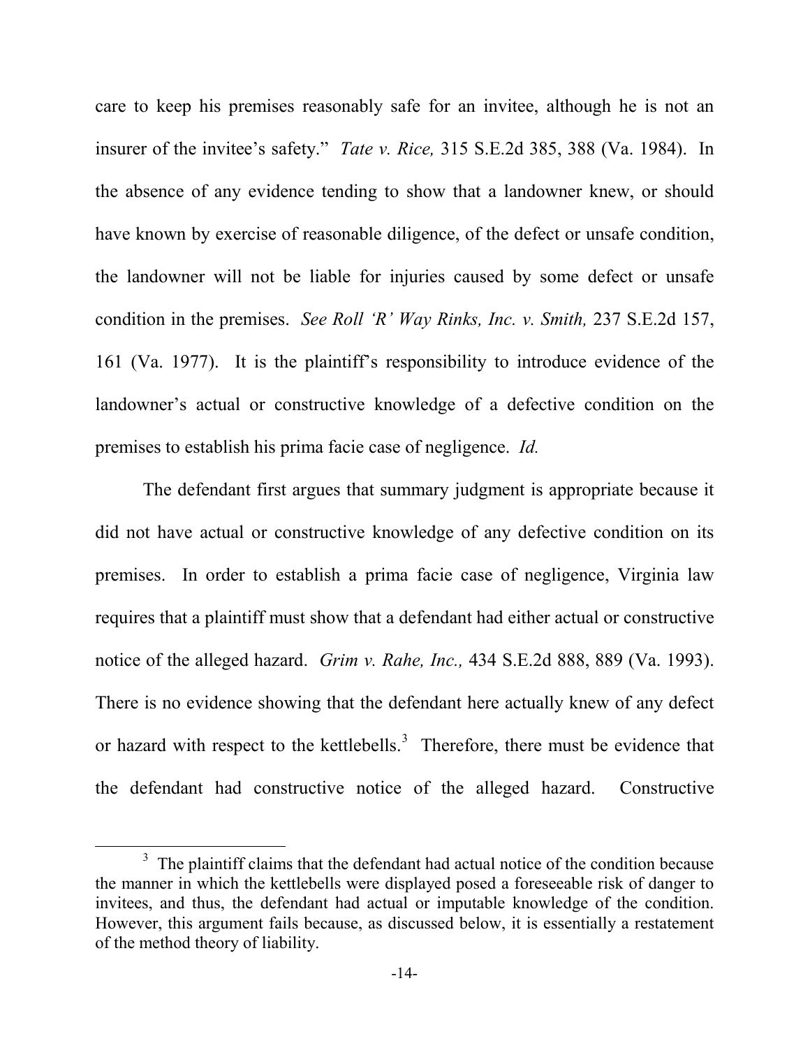care to keep his premises reasonably safe for an invitee, although he is not an insurer of the invitee's safety." *Tate v. Rice,* 315 S.E.2d 385, 388 (Va. 1984). In the absence of any evidence tending to show that a landowner knew, or should have known by exercise of reasonable diligence, of the defect or unsafe condition, the landowner will not be liable for injuries caused by some defect or unsafe condition in the premises. *See Roll 'R' Way Rinks, Inc. v. Smith,* 237 S.E.2d 157, 161 (Va. 1977). It is the plaintiff's responsibility to introduce evidence of the landowner's actual or constructive knowledge of a defective condition on the premises to establish his prima facie case of negligence. *Id.*

The defendant first argues that summary judgment is appropriate because it did not have actual or constructive knowledge of any defective condition on its premises. In order to establish a prima facie case of negligence, Virginia law requires that a plaintiff must show that a defendant had either actual or constructive notice of the alleged hazard. *Grim v. Rahe, Inc.,* 434 S.E.2d 888, 889 (Va. 1993). There is no evidence showing that the defendant here actually knew of any defect or hazard with respect to the kettlebells.[3] Therefore, there must be evidence that the defendant had constructive notice of the alleged hazard. Constructive

[3] The plaintiff claims that the defendant had actual notice of the condition because the manner in which the kettlebells were displayed posed a foreseeable risk of danger to invitees, and thus, the defendant had actual or imputable knowledge of the condition. However, this argument fails because, as discussed below, it is essentially a restatement of the method theory of liability.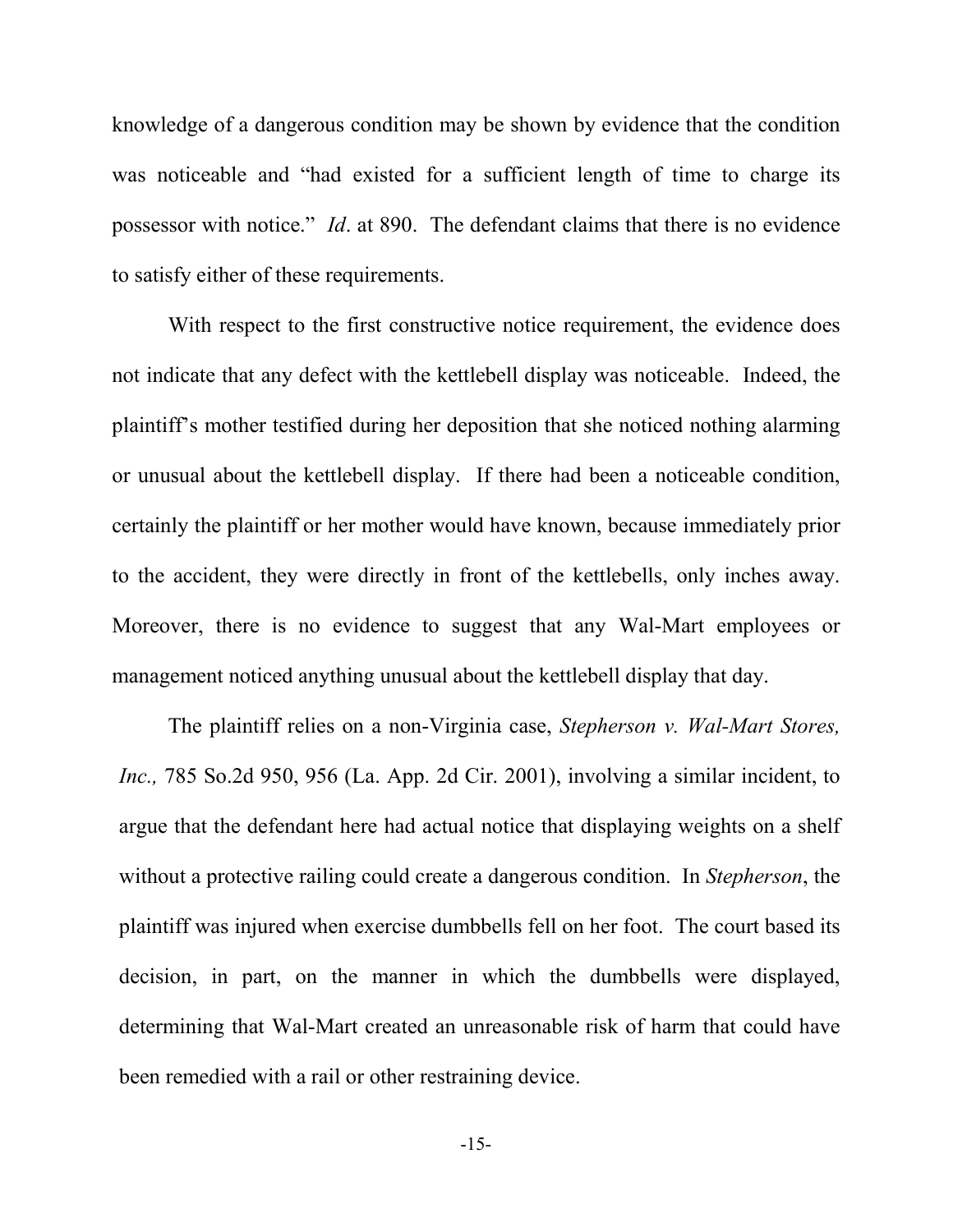knowledge of a dangerous condition may be shown by evidence that the condition was noticeable and "had existed for a sufficient length of time to charge its possessor with notice." *Id*. at 890. The defendant claims that there is no evidence to satisfy either of these requirements.

With respect to the first constructive notice requirement, the evidence does not indicate that any defect with the kettlebell display was noticeable. Indeed, the plaintiff's mother testified during her deposition that she noticed nothing alarming or unusual about the kettlebell display. If there had been a noticeable condition, certainly the plaintiff or her mother would have known, because immediately prior to the accident, they were directly in front of the kettlebells, only inches away. Moreover, there is no evidence to suggest that any Wal-Mart employees or management noticed anything unusual about the kettlebell display that day.

The plaintiff relies on a non-Virginia case, *Stepherson v. Wal-Mart Stores, Inc.,* 785 So.2d 950, 956 (La. App. 2d Cir. 2001), involving a similar incident, to argue that the defendant here had actual notice that displaying weights on a shelf without a protective railing could create a dangerous condition. In *Stepherson*, the plaintiff was injured when exercise dumbbells fell on her foot. The court based its decision, in part, on the manner in which the dumbbells were displayed, determining that Wal-Mart created an unreasonable risk of harm that could have been remedied with a rail or other restraining device.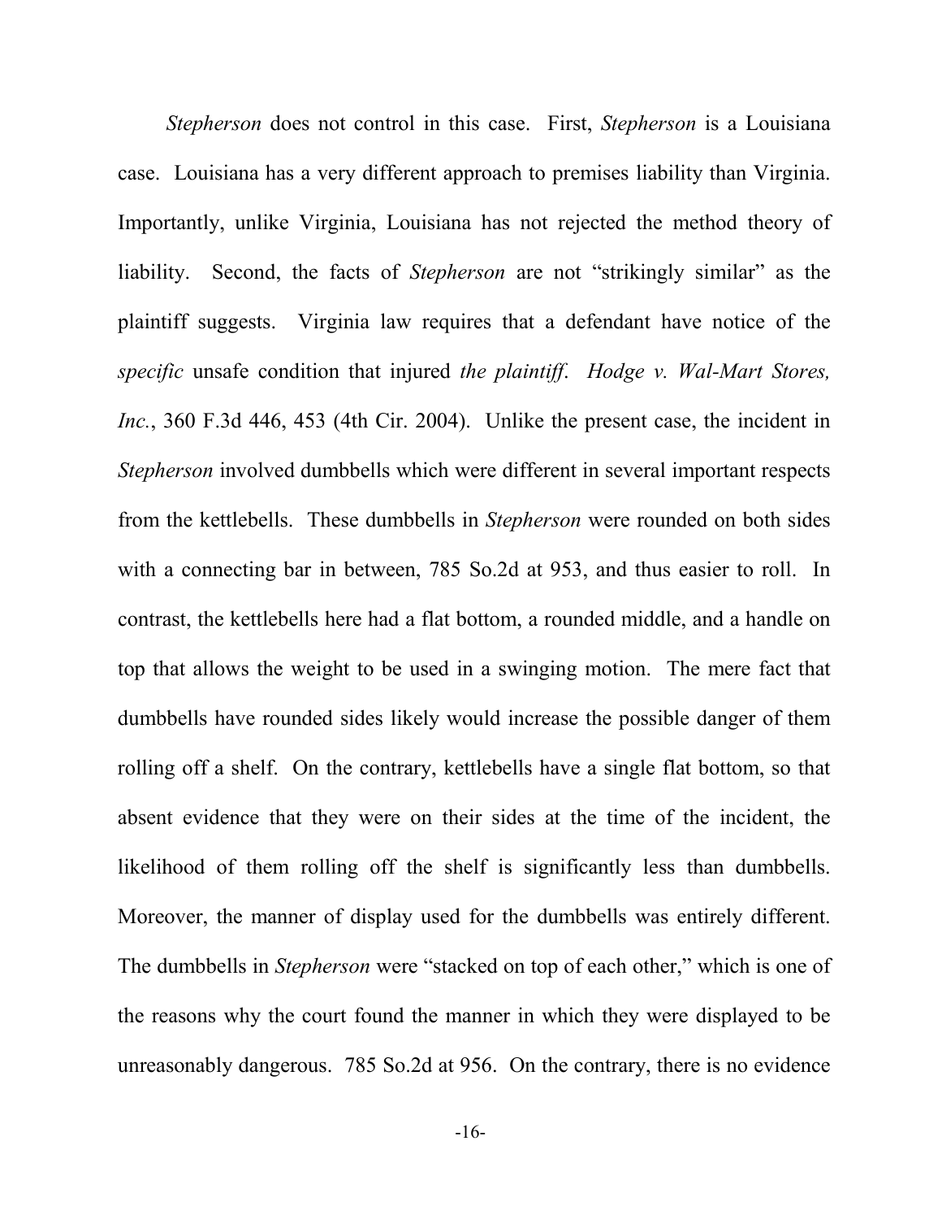*Stepherson* does not control in this case. First, *Stepherson* is a Louisiana case. Louisiana has a very different approach to premises liability than Virginia. Importantly, unlike Virginia, Louisiana has not rejected the method theory of liability. Second, the facts of *Stepherson* are not "strikingly similar" as the plaintiff suggests. Virginia law requires that a defendant have notice of the *specific* unsafe condition that injured *the plaintiff*. *Hodge v. Wal-Mart Stores, Inc.*, 360 F.3d 446, 453 (4th Cir. 2004). Unlike the present case, the incident in *Stepherson* involved dumbbells which were different in several important respects from the kettlebells. These dumbbells in *Stepherson* were rounded on both sides with a connecting bar in between, 785 So.2d at 953, and thus easier to roll. In contrast, the kettlebells here had a flat bottom, a rounded middle, and a handle on top that allows the weight to be used in a swinging motion. The mere fact that dumbbells have rounded sides likely would increase the possible danger of them rolling off a shelf. On the contrary, kettlebells have a single flat bottom, so that absent evidence that they were on their sides at the time of the incident, the likelihood of them rolling off the shelf is significantly less than dumbbells. Moreover, the manner of display used for the dumbbells was entirely different. The dumbbells in *Stepherson* were "stacked on top of each other," which is one of the reasons why the court found the manner in which they were displayed to be unreasonably dangerous. 785 So.2d at 956. On the contrary, there is no evidence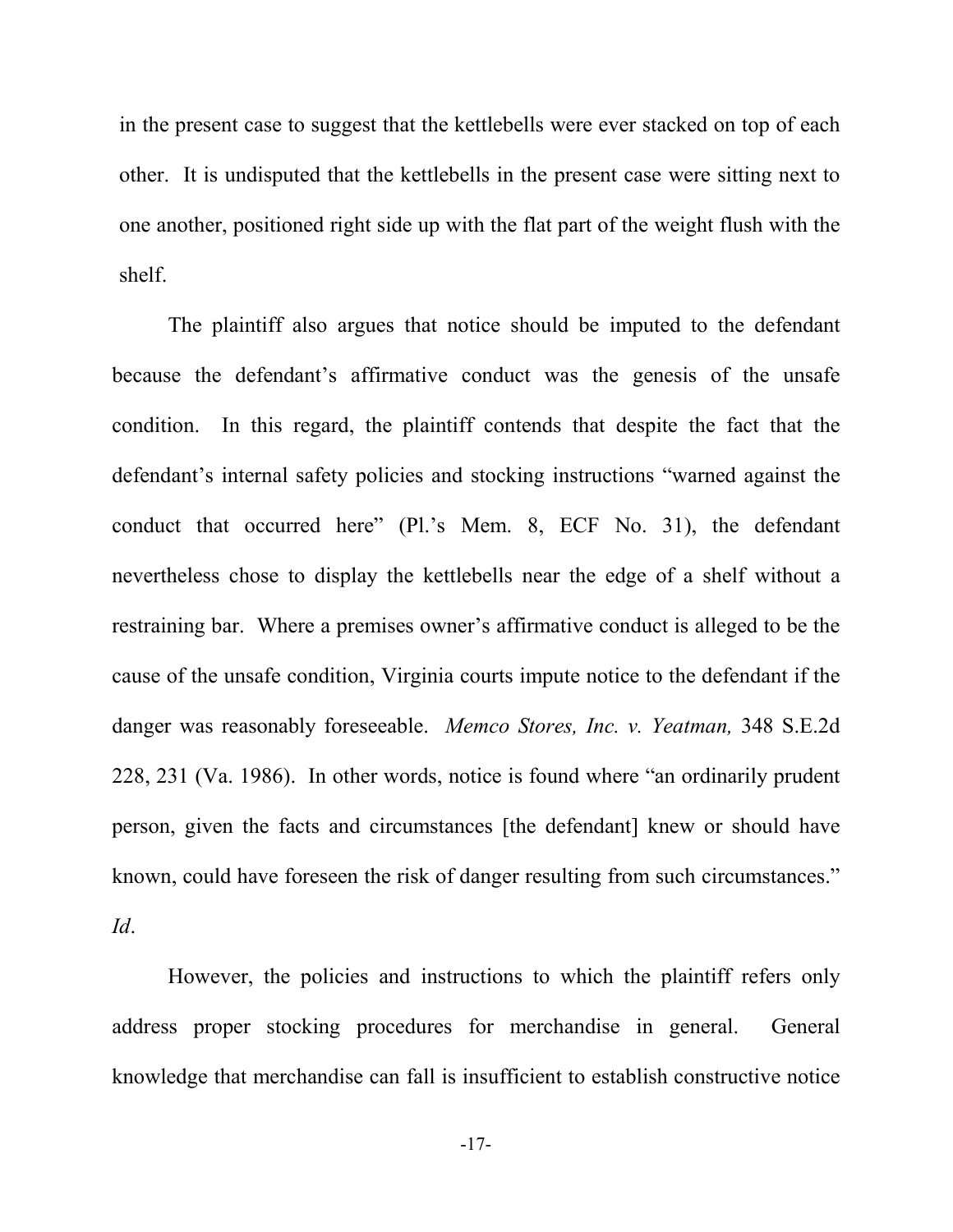in the present case to suggest that the kettlebells were ever stacked on top of each other. It is undisputed that the kettlebells in the present case were sitting next to one another, positioned right side up with the flat part of the weight flush with the shelf.

The plaintiff also argues that notice should be imputed to the defendant because the defendant's affirmative conduct was the genesis of the unsafe condition. In this regard, the plaintiff contends that despite the fact that the defendant's internal safety policies and stocking instructions "warned against the conduct that occurred here" (Pl.'s Mem. 8, ECF No. 31), the defendant nevertheless chose to display the kettlebells near the edge of a shelf without a restraining bar. Where a premises owner's affirmative conduct is alleged to be the cause of the unsafe condition, Virginia courts impute notice to the defendant if the danger was reasonably foreseeable. *Memco Stores, Inc. v. Yeatman,* 348 S.E.2d 228, 231 (Va. 1986). In other words, notice is found where "an ordinarily prudent person, given the facts and circumstances [the defendant] knew or should have known, could have foreseen the risk of danger resulting from such circumstances." *Id*.

However, the policies and instructions to which the plaintiff refers only address proper stocking procedures for merchandise in general. General knowledge that merchandise can fall is insufficient to establish constructive notice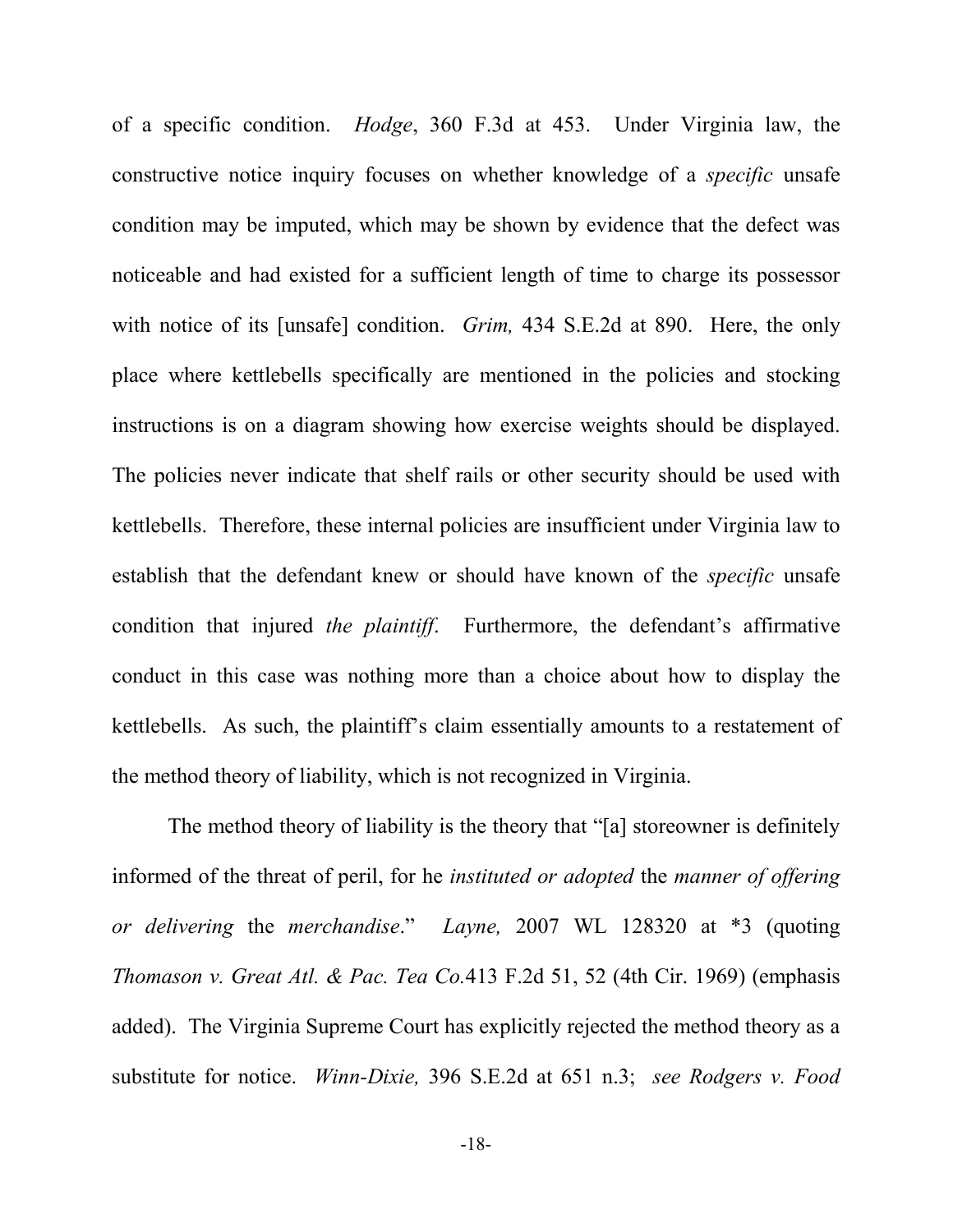of a specific condition. *Hodge*, 360 F.3d at 453. Under Virginia law, the constructive notice inquiry focuses on whether knowledge of a *specific* unsafe condition may be imputed, which may be shown by evidence that the defect was noticeable and had existed for a sufficient length of time to charge its possessor with notice of its [unsafe] condition. *Grim,* 434 S.E.2d at 890. Here, the only place where kettlebells specifically are mentioned in the policies and stocking instructions is on a diagram showing how exercise weights should be displayed. The policies never indicate that shelf rails or other security should be used with kettlebells. Therefore, these internal policies are insufficient under Virginia law to establish that the defendant knew or should have known of the *specific* unsafe condition that injured *the plaintiff*. Furthermore, the defendant's affirmative conduct in this case was nothing more than a choice about how to display the kettlebells. As such, the plaintiff's claim essentially amounts to a restatement of the method theory of liability, which is not recognized in Virginia.

The method theory of liability is the theory that "[a] storeowner is definitely informed of the threat of peril, for he *instituted or adopted* the *manner of offering or delivering* the *merchandise*." *Layne,* 2007 WL 128320 at *3 (quoting *Thomason v. Great Atl. & Pac. Tea Co.*413 F.2d 51, 52 (4th Cir. 1969) (emphasis added). The Virginia Supreme Court has explicitly rejected the method theory as a substitute for notice. *Winn-Dixie,* 396 S.E.2d at 651 n.3; *see Rodgers v. Food*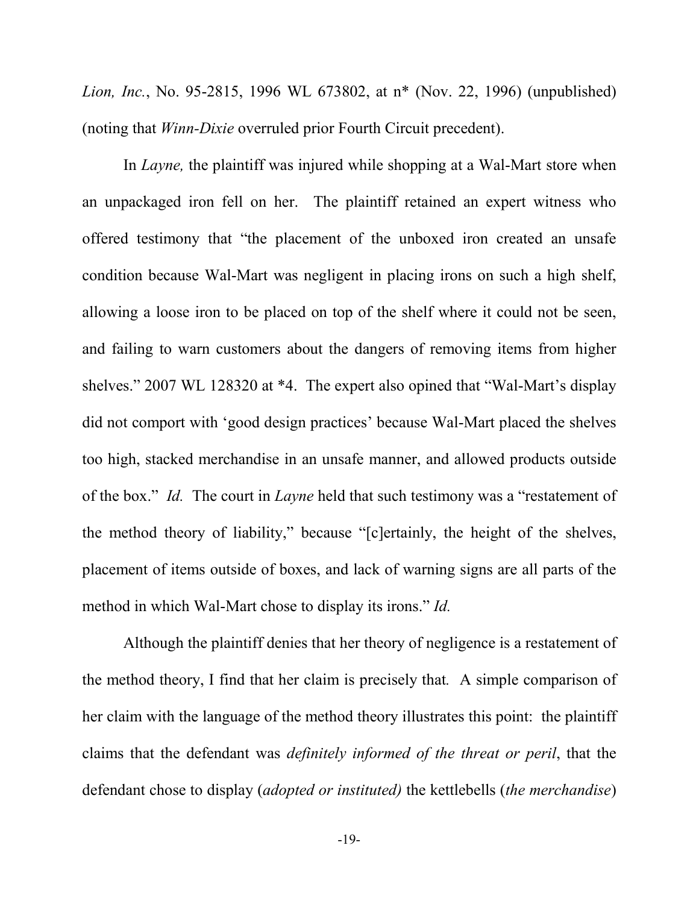*Lion, Inc.*, No. 95-2815, 1996 WL 673802, at n* (Nov. 22, 1996) (unpublished) (noting that *Winn-Dixie* overruled prior Fourth Circuit precedent).

In *Layne,* the plaintiff was injured while shopping at a Wal-Mart store when an unpackaged iron fell on her. The plaintiff retained an expert witness who offered testimony that "the placement of the unboxed iron created an unsafe condition because Wal-Mart was negligent in placing irons on such a high shelf, allowing a loose iron to be placed on top of the shelf where it could not be seen, and failing to warn customers about the dangers of removing items from higher shelves." 2007 WL 128320 at *4. The expert also opined that "Wal-Mart's display did not comport with 'good design practices' because Wal-Mart placed the shelves too high, stacked merchandise in an unsafe manner, and allowed products outside of the box." *Id.* The court in *Layne* held that such testimony was a "restatement of the method theory of liability," because "[c]ertainly, the height of the shelves, placement of items outside of boxes, and lack of warning signs are all parts of the method in which Wal-Mart chose to display its irons." *Id.*

Although the plaintiff denies that her theory of negligence is a restatement of the method theory, I find that her claim is precisely that. A simple comparison of her claim with the language of the method theory illustrates this point: the plaintiff claims that the defendant was *definitely informed of the threat or peril*, that the defendant chose to display (*adopted or instituted)* the kettlebells (*the merchandise*)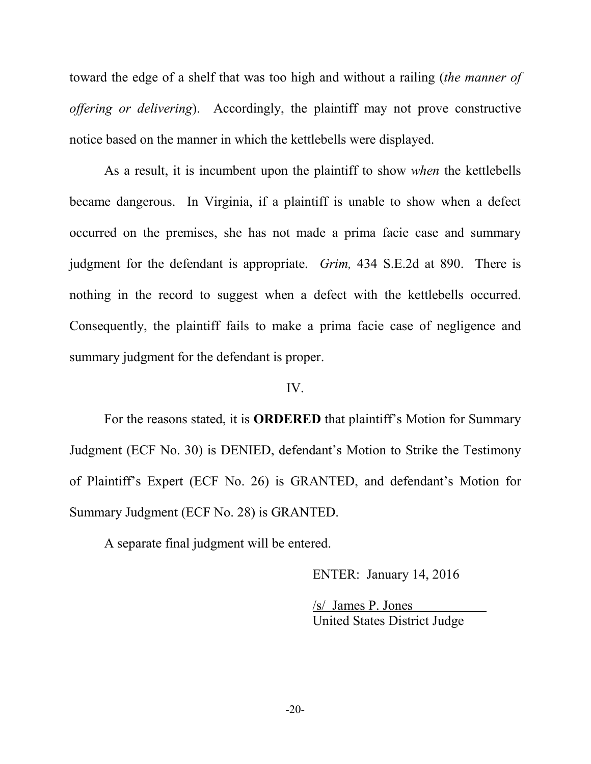toward the edge of a shelf that was too high and without a railing (*the manner of offering or delivering*). Accordingly, the plaintiff may not prove constructive notice based on the manner in which the kettlebells were displayed.

As a result, it is incumbent upon the plaintiff to show *when* the kettlebells became dangerous. In Virginia, if a plaintiff is unable to show when a defect occurred on the premises, she has not made a prima facie case and summary judgment for the defendant is appropriate. *Grim,* 434 S.E.2d at 890. There is nothing in the record to suggest when a defect with the kettlebells occurred. Consequently, the plaintiff fails to make a prima facie case of negligence and summary judgment for the defendant is proper.

IV.

For the reasons stated, it is **ORDERED** that plaintiff's Motion for Summary Judgment (ECF No. 30) is DENIED, defendant's Motion to Strike the Testimony of Plaintiff's Expert (ECF No. 26) is GRANTED, and defendant's Motion for Summary Judgment (ECF No. 28) is GRANTED.

A separate final judgment will be entered.

ENTER: January 14, 2016

/s/ James P. Jones
United States District Judge